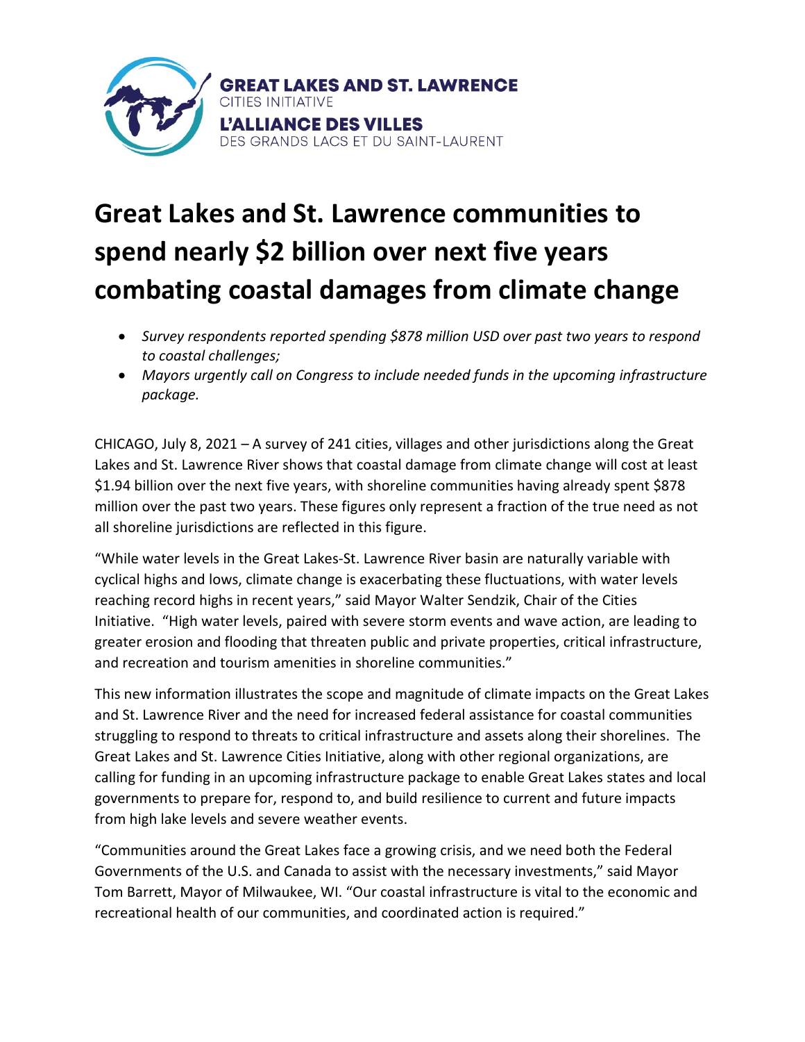GREAT LAKES AND ST. LAWRENCE
CITIES INITIATIVE
L'ALLIANCE DES VILLES
DES GRANDS LACS ET DU SAINT-LAURENT

# Great Lakes and St. Lawrence communities to spend nearly $2 billion over next five years combating coastal damages from climate change

- *Survey respondents reported spending $878 million USD over past two years to respond to coastal challenges;*
- *Mayors urgently call on Congress to include needed funds in the upcoming infrastructure package.*

CHICAGO, July 8, 2021 – A survey of 241 cities, villages and other jurisdictions along the Great Lakes and St. Lawrence River shows that coastal damage from climate change will cost at least $1.94 billion over the next five years, with shoreline communities having already spent $878 million over the past two years. These figures only represent a fraction of the true need as not all shoreline jurisdictions are reflected in this figure.

"While water levels in the Great Lakes-St. Lawrence River basin are naturally variable with cyclical highs and lows, climate change is exacerbating these fluctuations, with water levels reaching record highs in recent years," said Mayor Walter Sendzik, Chair of the Cities Initiative. "High water levels, paired with severe storm events and wave action, are leading to greater erosion and flooding that threaten public and private properties, critical infrastructure, and recreation and tourism amenities in shoreline communities."

This new information illustrates the scope and magnitude of climate impacts on the Great Lakes and St. Lawrence River and the need for increased federal assistance for coastal communities struggling to respond to threats to critical infrastructure and assets along their shorelines. The Great Lakes and St. Lawrence Cities Initiative, along with other regional organizations, are calling for funding in an upcoming infrastructure package to enable Great Lakes states and local governments to prepare for, respond to, and build resilience to current and future impacts from high lake levels and severe weather events.

"Communities around the Great Lakes face a growing crisis, and we need both the Federal Governments of the U.S. and Canada to assist with the necessary investments," said Mayor Tom Barrett, Mayor of Milwaukee, WI. "Our coastal infrastructure is vital to the economic and recreational health of our communities, and coordinated action is required."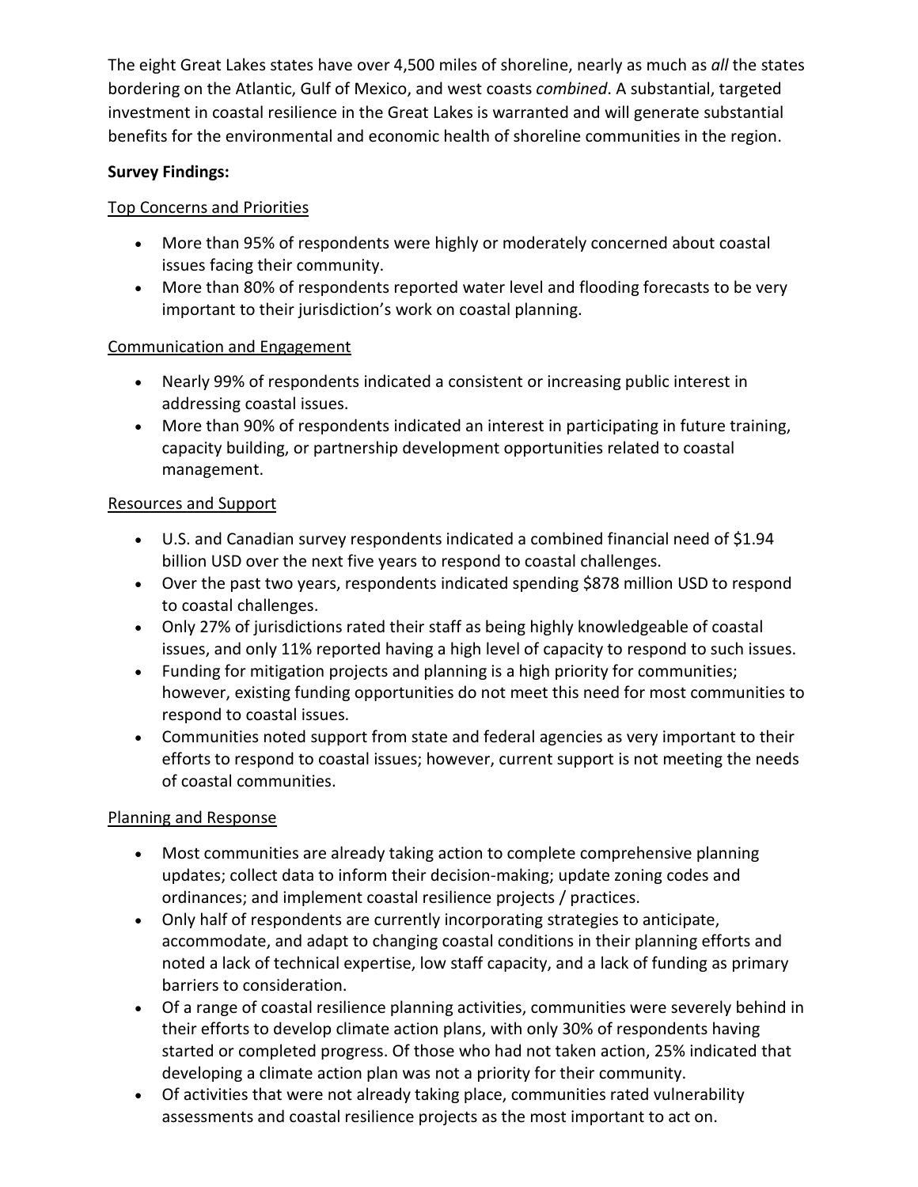The eight Great Lakes states have over 4,500 miles of shoreline, nearly as much as *all* the states bordering on the Atlantic, Gulf of Mexico, and west coasts *combined*. A substantial, targeted investment in coastal resilience in the Great Lakes is warranted and will generate substantial benefits for the environmental and economic health of shoreline communities in the region.

**Survey Findings:**

<u>Top Concerns and Priorities</u>

- More than 95% of respondents were highly or moderately concerned about coastal issues facing their community.
- More than 80% of respondents reported water level and flooding forecasts to be very important to their jurisdiction's work on coastal planning.

<u>Communication and Engagement</u>

- Nearly 99% of respondents indicated a consistent or increasing public interest in addressing coastal issues.
- More than 90% of respondents indicated an interest in participating in future training, capacity building, or partnership development opportunities related to coastal management.

<u>Resources and Support</u>

- U.S. and Canadian survey respondents indicated a combined financial need of $1.94 billion USD over the next five years to respond to coastal challenges.
- Over the past two years, respondents indicated spending $878 million USD to respond to coastal challenges.
- Only 27% of jurisdictions rated their staff as being highly knowledgeable of coastal issues, and only 11% reported having a high level of capacity to respond to such issues.
- Funding for mitigation projects and planning is a high priority for communities; however, existing funding opportunities do not meet this need for most communities to respond to coastal issues.
- Communities noted support from state and federal agencies as very important to their efforts to respond to coastal issues; however, current support is not meeting the needs of coastal communities.

<u>Planning and Response</u>

- Most communities are already taking action to complete comprehensive planning updates; collect data to inform their decision-making; update zoning codes and ordinances; and implement coastal resilience projects / practices.
- Only half of respondents are currently incorporating strategies to anticipate, accommodate, and adapt to changing coastal conditions in their planning efforts and noted a lack of technical expertise, low staff capacity, and a lack of funding as primary barriers to consideration.
- Of a range of coastal resilience planning activities, communities were severely behind in their efforts to develop climate action plans, with only 30% of respondents having started or completed progress. Of those who had not taken action, 25% indicated that developing a climate action plan was not a priority for their community.
- Of activities that were not already taking place, communities rated vulnerability assessments and coastal resilience projects as the most important to act on.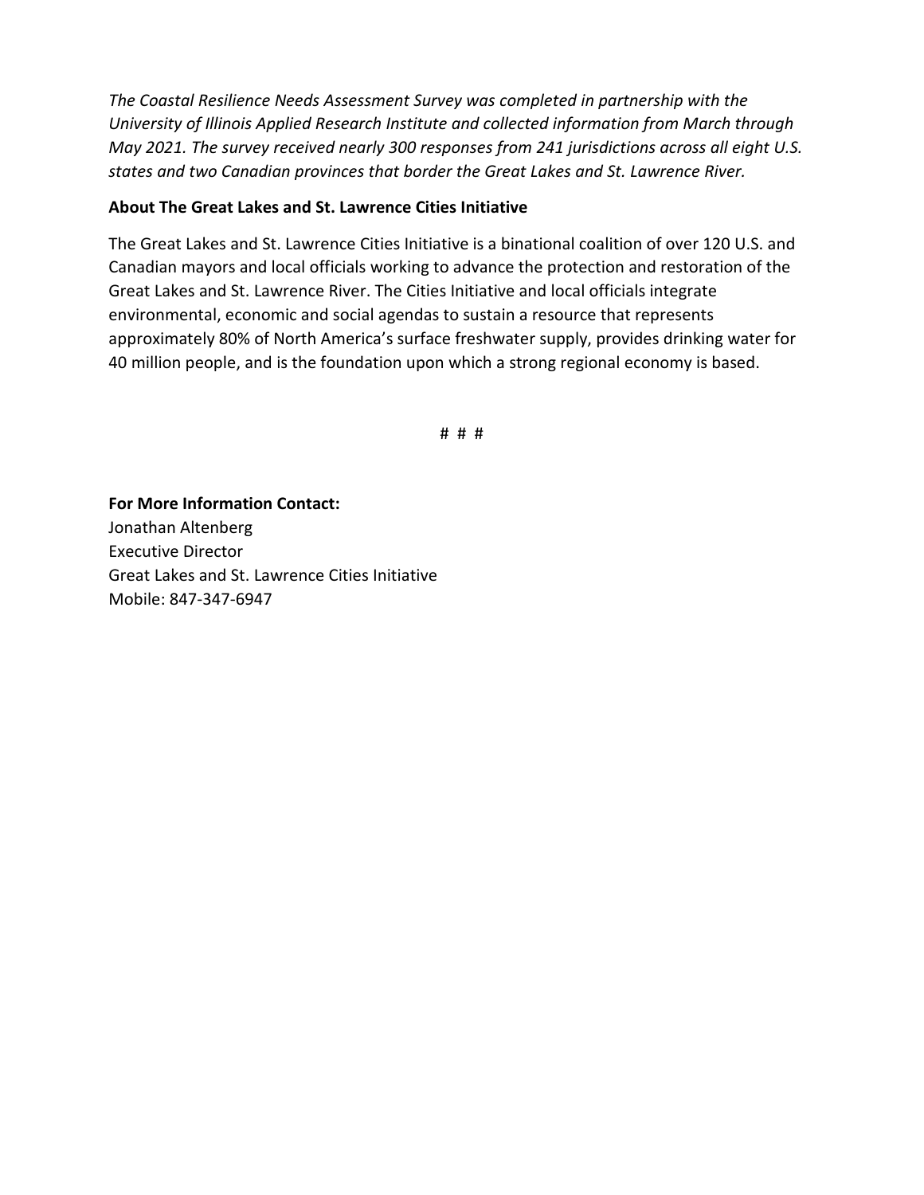*The Coastal Resilience Needs Assessment Survey was completed in partnership with the University of Illinois Applied Research Institute and collected information from March through May 2021. The survey received nearly 300 responses from 241 jurisdictions across all eight U.S. states and two Canadian provinces that border the Great Lakes and St. Lawrence River.*

**About The Great Lakes and St. Lawrence Cities Initiative**

The Great Lakes and St. Lawrence Cities Initiative is a binational coalition of over 120 U.S. and Canadian mayors and local officials working to advance the protection and restoration of the Great Lakes and St. Lawrence River. The Cities Initiative and local officials integrate environmental, economic and social agendas to sustain a resource that represents approximately 80% of North America's surface freshwater supply, provides drinking water for 40 million people, and is the foundation upon which a strong regional economy is based.

# # #

**For More Information Contact:**
Jonathan Altenberg
Executive Director
Great Lakes and St. Lawrence Cities Initiative
Mobile: 847-347-6947